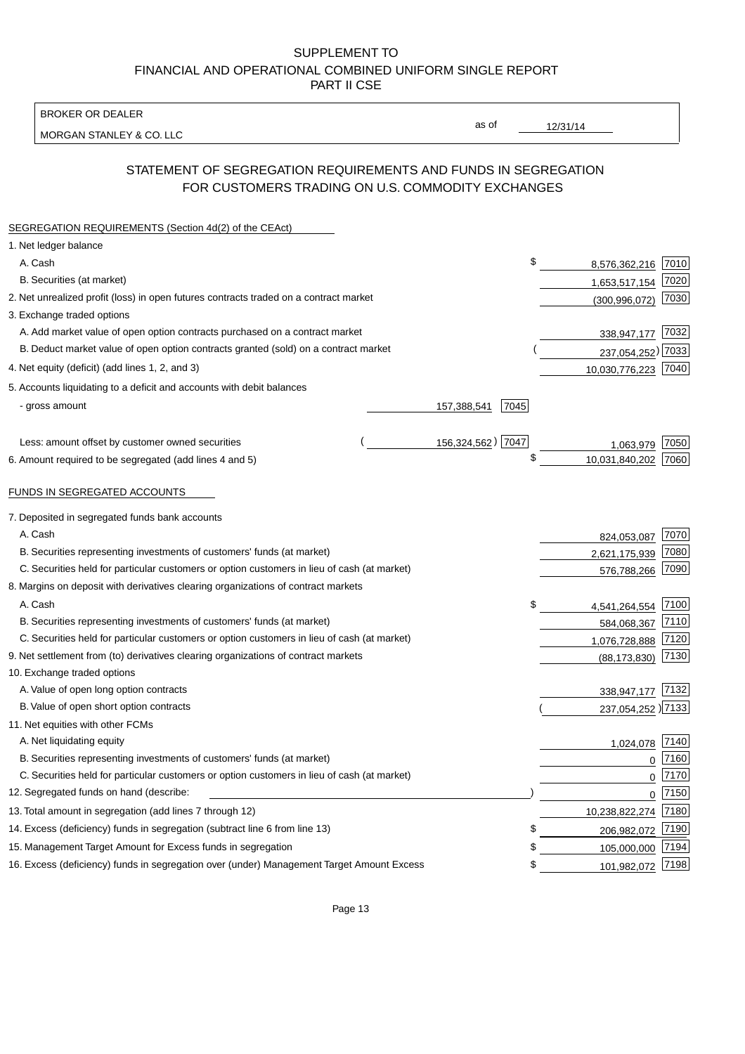SUPPLEMENT TO
FINANCIAL AND OPERATIONAL COMBINED UNIFORM SINGLE REPORT
PART II CSE

BROKER OR DEALER
MORGAN STANLEY & CO. LLC

as of 12/31/14

## STATEMENT OF SEGREGATION REQUIREMENTS AND FUNDS IN SEGREGATION FOR CUSTOMERS TRADING ON U.S. COMMODITY EXCHANGES

| | | | | |
|---|---|---|---|---|
| SEGREGATION REQUIREMENTS (Section 4d(2) of the CEAct) | | | | |
| 1. Net ledger balance | | | | |
| A. Cash | | | $ 8,576,362,216 | 7010 |
| B. Securities (at market) | | | 1,653,517,154 | 7020 |
| 2. Net unrealized profit (loss) in open futures contracts traded on a contract market | | | (300,996,072) | 7030 |
| 3. Exchange traded options | | | | |
| A. Add market value of open option contracts purchased on a contract market | | | 338,947,177 | 7032 |
| B. Deduct market value of open option contracts granted (sold) on a contract market | | | (237,054,252) | 7033 |
| 4. Net equity (deficit) (add lines 1, 2, and 3) | | | 10,030,776,223 | 7040 |
| 5. Accounts liquidating to a deficit and accounts with debit balances | | | | |
| - gross amount | 157,388,541 | 7045 | | |
| Less: amount offset by customer owned securities | (156,324,562) | 7047 | 1,063,979 | 7050 |
| 6. Amount required to be segregated (add lines 4 and 5) | | | $ 10,031,840,202 | 7060 |
| FUNDS IN SEGREGATED ACCOUNTS | | | | |
| 7. Deposited in segregated funds bank accounts | | | | |
| A. Cash | | | 824,053,087 | 7070 |
| B. Securities representing investments of customers' funds (at market) | | | 2,621,175,939 | 7080 |
| C. Securities held for particular customers or option customers in lieu of cash (at market) | | | 576,788,266 | 7090 |
| 8. Margins on deposit with derivatives clearing organizations of contract markets | | | | |
| A. Cash | | | $ 4,541,264,554 | 7100 |
| B. Securities representing investments of customers' funds (at market) | | | 584,068,367 | 7110 |
| C. Securities held for particular customers or option customers in lieu of cash (at market) | | | 1,076,728,888 | 7120 |
| 9. Net settlement from (to) derivatives clearing organizations of contract markets | | | (88,173,830) | 7130 |
| 10. Exchange traded options | | | | |
| A. Value of open long option contracts | | | 338,947,177 | 7132 |
| B. Value of open short option contracts | | | (237,054,252) | 7133 |
| 11. Net equities with other FCMs | | | | |
| A. Net liquidating equity | | | 1,024,078 | 7140 |
| B. Securities representing investments of customers' funds (at market) | | | 0 | 7160 |
| C. Securities held for particular customers or option customers in lieu of cash (at market) | | | 0 | 7170 |
| 12. Segregated funds on hand (describe: ) | | | 0 | 7150 |
| 13. Total amount in segregation (add lines 7 through 12) | | | 10,238,822,274 | 7180 |
| 14. Excess (deficiency) funds in segregation (subtract line 6 from line 13) | | | $ 206,982,072 | 7190 |
| 15. Management Target Amount for Excess funds in segregation | | | $ 105,000,000 | 7194 |
| 16. Excess (deficiency) funds in segregation over (under) Management Target Amount Excess | | | $ 101,982,072 | 7198 |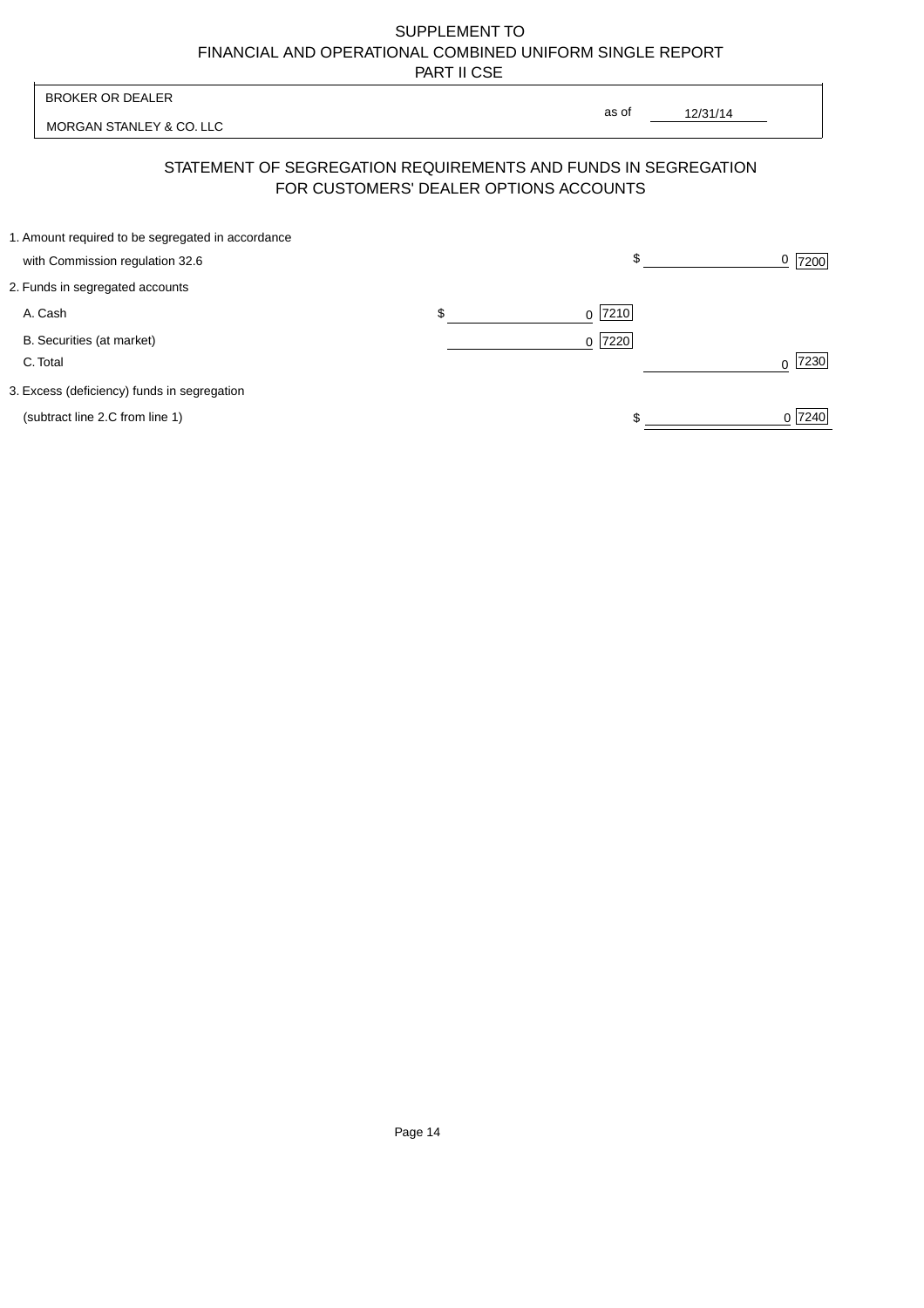SUPPLEMENT TO
FINANCIAL AND OPERATIONAL COMBINED UNIFORM SINGLE REPORT
PART II CSE

BROKER OR DEALER

MORGAN STANLEY & CO. LLC

as of 12/31/14

## STATEMENT OF SEGREGATION REQUIREMENTS AND FUNDS IN SEGREGATION FOR CUSTOMERS' DEALER OPTIONS ACCOUNTS

| | | | | |
|---|---|---|---|---|
| 1. Amount required to be segregated in accordance with Commission regulation 32.6 | | | $ 0 | 7200 |
| 2. Funds in segregated accounts | | | | |
| A. Cash | $ 0 | 7210 | | |
| B. Securities (at market) | 0 | 7220 | | |
| C. Total | | | 0 | 7230 |
| 3. Excess (deficiency) funds in segregation (subtract line 2.C from line 1) | | | $ 0 | 7240 |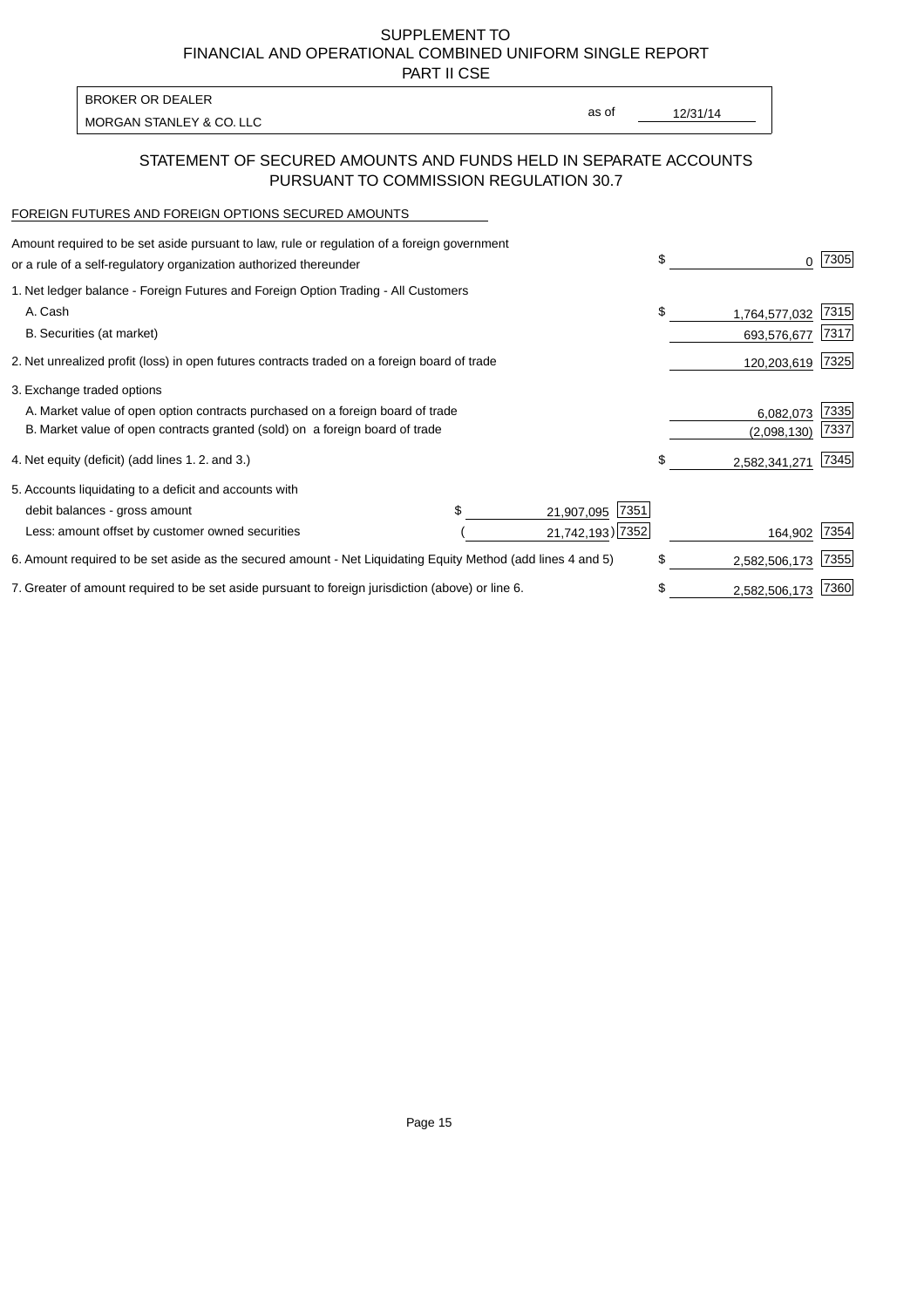SUPPLEMENT TO
FINANCIAL AND OPERATIONAL COMBINED UNIFORM SINGLE REPORT
PART II CSE

| BROKER OR DEALER | | |
|---|---|---|
| MORGAN STANLEY & CO. LLC | as of | 12/31/14 |

## STATEMENT OF SECURED AMOUNTS AND FUNDS HELD IN SEPARATE ACCOUNTS PURSUANT TO COMMISSION REGULATION 30.7

FOREIGN FUTURES AND FOREIGN OPTIONS SECURED AMOUNTS

| | | | | |
|---|---|---|---|---|
| Amount required to be set aside pursuant to law, rule or regulation of a foreign government or a rule of a self-regulatory organization authorized thereunder | | | $ 0 | 7305 |
| 1. Net ledger balance - Foreign Futures and Foreign Option Trading - All Customers | | | | |
| A. Cash | | | $ 1,764,577,032 | 7315 |
| B. Securities (at market) | | | 693,576,677 | 7317 |
| 2. Net unrealized profit (loss) in open futures contracts traded on a foreign board of trade | | | 120,203,619 | 7325 |
| 3. Exchange traded options | | | | |
| A. Market value of open option contracts purchased on a foreign board of trade | | | 6,082,073 | 7335 |
| B. Market value of open contracts granted (sold) on a foreign board of trade | | | (2,098,130) | 7337 |
| 4. Net equity (deficit) (add lines 1. 2. and 3.) | | | $ 2,582,341,271 | 7345 |
| 5. Accounts liquidating to a deficit and accounts with | | | | |
| debit balances - gross amount | $ 21,907,095 | 7351 | | |
| Less: amount offset by customer owned securities | ( 21,742,193) | 7352 | 164,902 | 7354 |
| 6. Amount required to be set aside as the secured amount - Net Liquidating Equity Method (add lines 4 and 5) | | | $ 2,582,506,173 | 7355 |
| 7. Greater of amount required to be set aside pursuant to foreign jurisdiction (above) or line 6. | | | $ 2,582,506,173 | 7360 |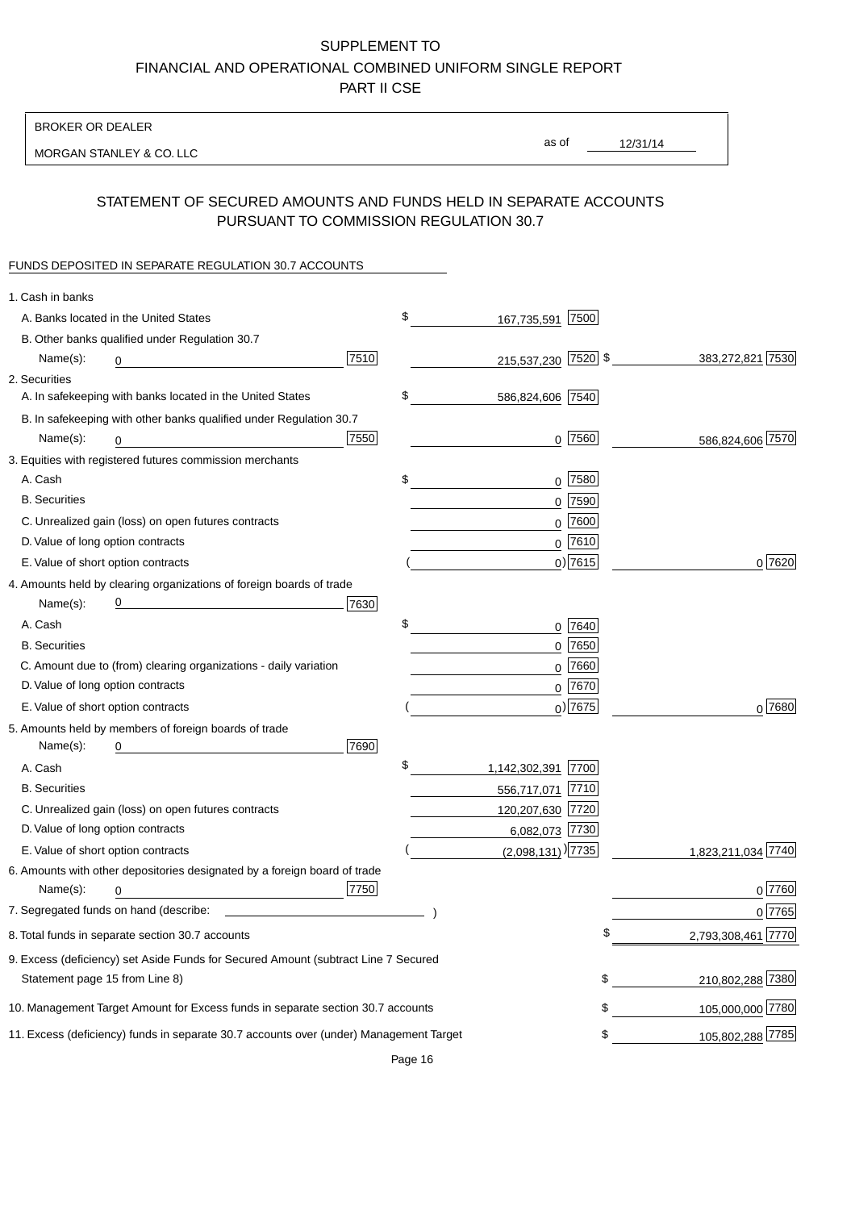SUPPLEMENT TO
FINANCIAL AND OPERATIONAL COMBINED UNIFORM SINGLE REPORT
PART II CSE

BROKER OR DEALER: MORGAN STANLEY & CO. LLC

as of 12/31/14

## STATEMENT OF SECURED AMOUNTS AND FUNDS HELD IN SEPARATE ACCOUNTS PURSUANT TO COMMISSION REGULATION 30.7

FUNDS DEPOSITED IN SEPARATE REGULATION 30.7 ACCOUNTS

| | | | | | |
|---|---|---|---|---|---|
| 1. Cash in banks | | | | | |
| A. Banks located in the United States | | $ 167,735,591 | 7500 | | |
| B. Other banks qualified under Regulation 30.7 Name(s): 0 | 7510 | 215,537,230 | 7520 | $ 383,272,821 | 7530 |
| 2. Securities | | | | | |
| A. In safekeeping with banks located in the United States | | $ 586,824,606 | 7540 | | |
| B. In safekeeping with other banks qualified under Regulation 30.7 Name(s): 0 | 7550 | 0 | 7560 | 586,824,606 | 7570 |
| 3. Equities with registered futures commission merchants | | | | | |
| A. Cash | | $ 0 | 7580 | | |
| B. Securities | | 0 | 7590 | | |
| C. Unrealized gain (loss) on open futures contracts | | 0 | 7600 | | |
| D. Value of long option contracts | | 0 | 7610 | | |
| E. Value of short option contracts | | ( 0) | 7615 | 0 | 7620 |
| 4. Amounts held by clearing organizations of foreign boards of trade Name(s): 0 | 7630 | | | | |
| A. Cash | | $ 0 | 7640 | | |
| B. Securities | | 0 | 7650 | | |
| C. Amount due to (from) clearing organizations - daily variation | | 0 | 7660 | | |
| D. Value of long option contracts | | 0 | 7670 | | |
| E. Value of short option contracts | | ( 0) | 7675 | 0 | 7680 |
| 5. Amounts held by members of foreign boards of trade Name(s): 0 | 7690 | | | | |
| A. Cash | | $ 1,142,302,391 | 7700 | | |
| B. Securities | | 556,717,071 | 7710 | | |
| C. Unrealized gain (loss) on open futures contracts | | 120,207,630 | 7720 | | |
| D. Value of long option contracts | | 6,082,073 | 7730 | | |
| E. Value of short option contracts | | ( (2,098,131) ) | 7735 | 1,823,211,034 | 7740 |
| 6. Amounts with other depositories designated by a foreign board of trade Name(s): 0 | 7750 | | | 0 | 7760 |
| 7. Segregated funds on hand (describe: ) | | | | 0 | 7765 |
| 8. Total funds in separate section 30.7 accounts | | | | $ 2,793,308,461 | 7770 |
| 9. Excess (deficiency) set Aside Funds for Secured Amount (subtract Line 7 Secured Statement page 15 from Line 8) | | | | $ 210,802,288 | 7380 |
| 10. Management Target Amount for Excess funds in separate section 30.7 accounts | | | | $ 105,000,000 | 7780 |
| 11. Excess (deficiency) funds in separate 30.7 accounts over (under) Management Target | | | | $ 105,802,288 | 7785 |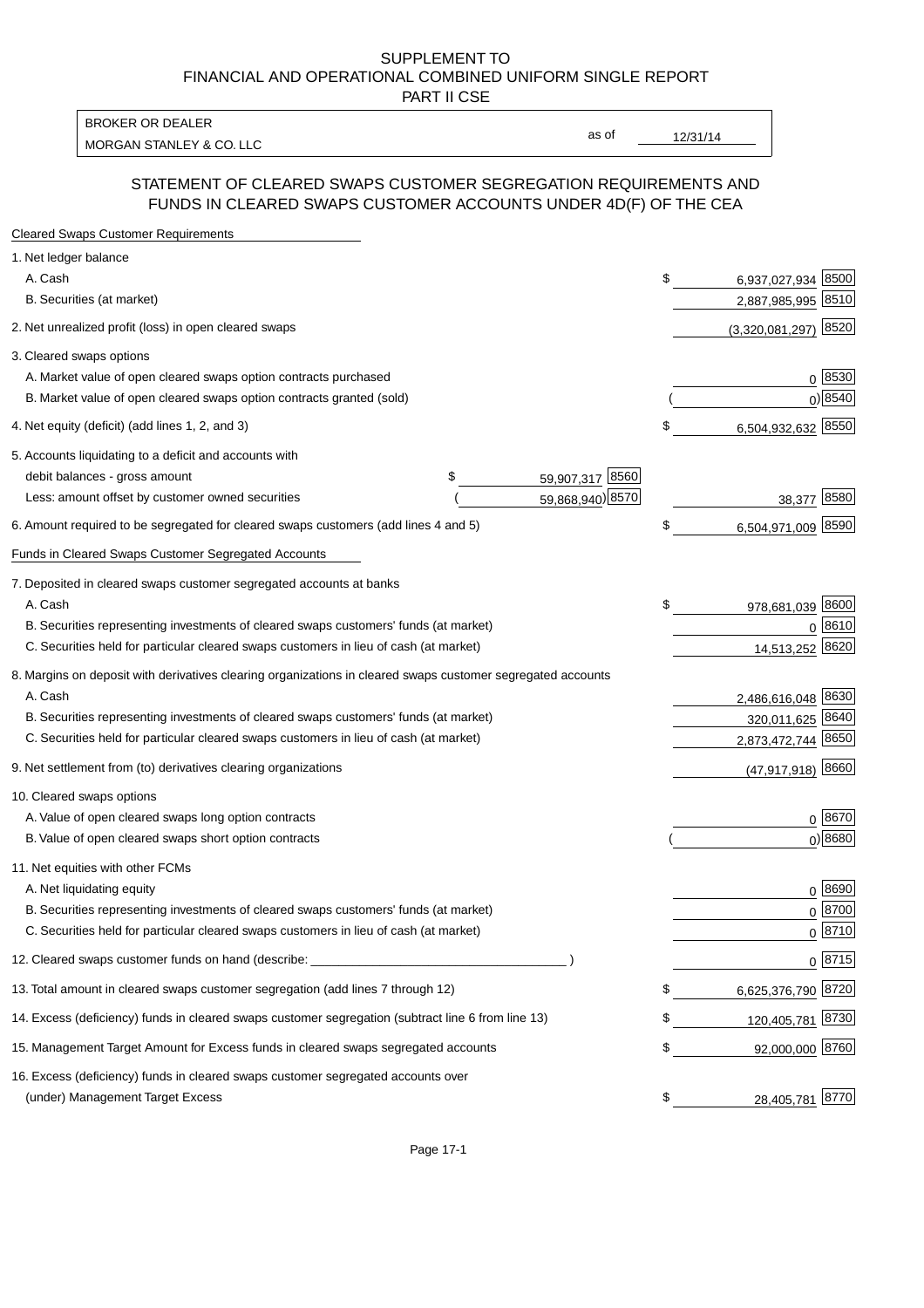SUPPLEMENT TO
FINANCIAL AND OPERATIONAL COMBINED UNIFORM SINGLE REPORT
PART II CSE

| | |
|---|---|
| BROKER OR DEALER | |
| MORGAN STANLEY & CO. LLC | as of 12/31/14 |

## STATEMENT OF CLEARED SWAPS CUSTOMER SEGREGATION REQUIREMENTS AND FUNDS IN CLEARED SWAPS CUSTOMER ACCOUNTS UNDER 4D(F) OF THE CEA

| | | | |
|---|---|---|---|
| **Cleared Swaps Customer Requirements** | | | |
| 1. Net ledger balance | | | |
| A. Cash | | $ 6,937,027,934 | 8500 |
| B. Securities (at market) | | 2,887,985,995 | 8510 |
| 2. Net unrealized profit (loss) in open cleared swaps | | (3,320,081,297) | 8520 |
| 3. Cleared swaps options | | | |
| A. Market value of open cleared swaps option contracts purchased | | 0 | 8530 |
| B. Market value of open cleared swaps option contracts granted (sold) | | ( 0) | 8540 |
| 4. Net equity (deficit) (add lines 1, 2, and 3) | | $ 6,504,932,632 | 8550 |
| 5. Accounts liquidating to a deficit and accounts with | | | |
| debit balances - gross amount | $ 59,907,317 8560 | | |
| Less: amount offset by customer owned securities | ( 59,868,940) 8570 | 38,377 | 8580 |
| 6. Amount required to be segregated for cleared swaps customers (add lines 4 and 5) | | $ 6,504,971,009 | 8590 |
| **Funds in Cleared Swaps Customer Segregated Accounts** | | | |
| 7. Deposited in cleared swaps customer segregated accounts at banks | | | |
| A. Cash | | $ 978,681,039 | 8600 |
| B. Securities representing investments of cleared swaps customers' funds (at market) | | 0 | 8610 |
| C. Securities held for particular cleared swaps customers in lieu of cash (at market) | | 14,513,252 | 8620 |
| 8. Margins on deposit with derivatives clearing organizations in cleared swaps customer segregated accounts | | | |
| A. Cash | | 2,486,616,048 | 8630 |
| B. Securities representing investments of cleared swaps customers' funds (at market) | | 320,011,625 | 8640 |
| C. Securities held for particular cleared swaps customers in lieu of cash (at market) | | 2,873,472,744 | 8650 |
| 9. Net settlement from (to) derivatives clearing organizations | | (47,917,918) | 8660 |
| 10. Cleared swaps options | | | |
| A. Value of open cleared swaps long option contracts | | 0 | 8670 |
| B. Value of open cleared swaps short option contracts | | ( 0) | 8680 |
| 11. Net equities with other FCMs | | | |
| A. Net liquidating equity | | 0 | 8690 |
| B. Securities representing investments of cleared swaps customers' funds (at market) | | 0 | 8700 |
| C. Securities held for particular cleared swaps customers in lieu of cash (at market) | | 0 | 8710 |
| 12. Cleared swaps customer funds on hand (describe: ____________________ ) | | 0 | 8715 |
| 13. Total amount in cleared swaps customer segregation (add lines 7 through 12) | | $ 6,625,376,790 | 8720 |
| 14. Excess (deficiency) funds in cleared swaps customer segregation (subtract line 6 from line 13) | | $ 120,405,781 | 8730 |
| 15. Management Target Amount for Excess funds in cleared swaps segregated accounts | | $ 92,000,000 | 8760 |
| 16. Excess (deficiency) funds in cleared swaps customer segregated accounts over (under) Management Target Excess | | $ 28,405,781 | 8770 |